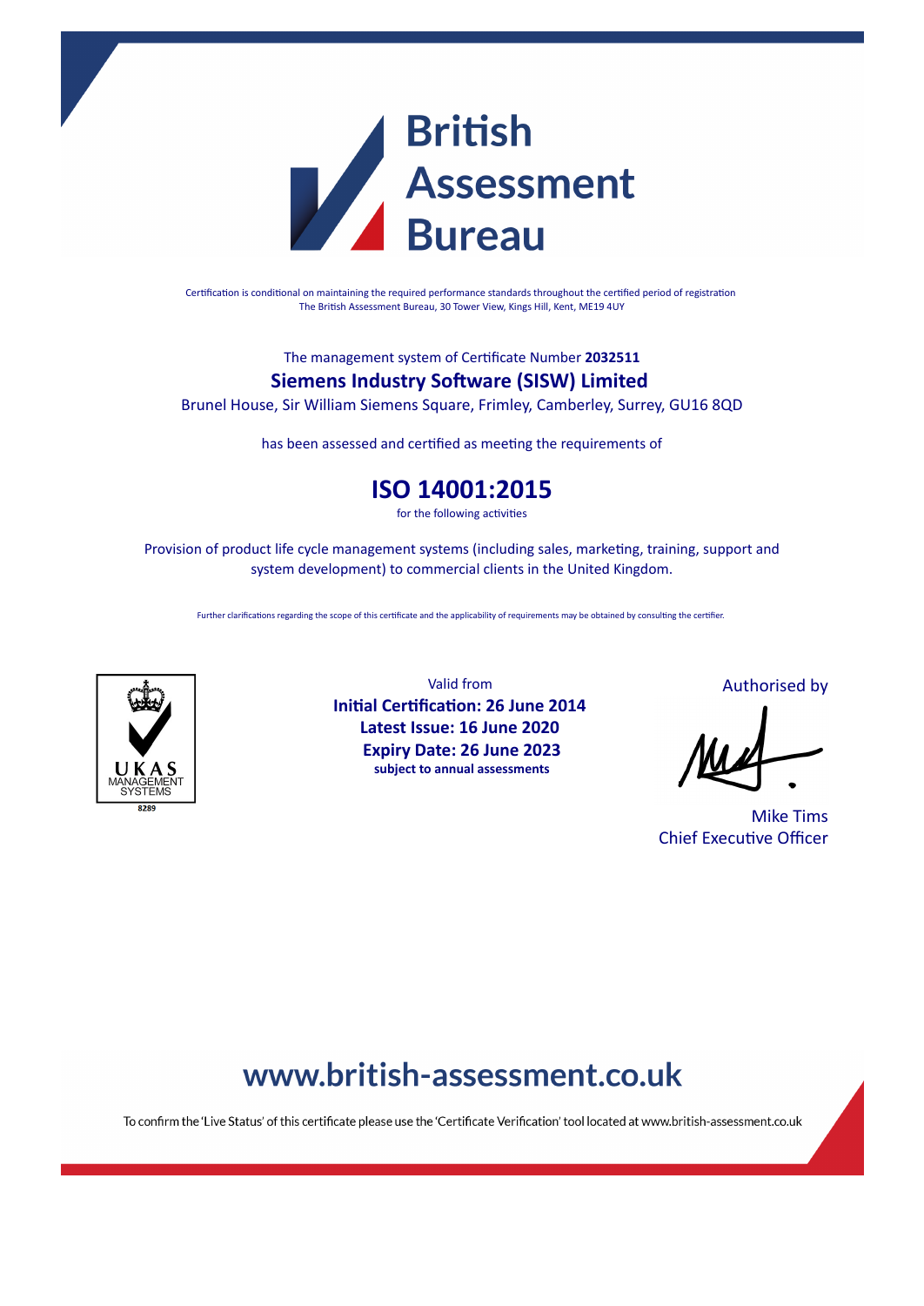# British Assessment Bureau

Certification is conditional on maintaining the required performance standards throughout the certified period of registration
The British Assessment Bureau, 30 Tower View, Kings Hill, Kent, ME19 4UY

The management system of Certificate Number **2032511**

## Siemens Industry Software (SISW) Limited

Brunel House, Sir William Siemens Square, Frimley, Camberley, Surrey, GU16 8QD

has been assessed and certified as meeting the requirements of

# ISO 14001:2015

for the following activities

Provision of product life cycle management systems (including sales, marketing, training, support and system development) to commercial clients in the United Kingdom.

Further clarifications regarding the scope of this certificate and the applicability of requirements may be obtained by consulting the certifier.

UKAS MANAGEMENT SYSTEMS
8289

Valid from
**Initial Certification: 26 June 2014**
**Latest Issue: 16 June 2020**
**Expiry Date: 26 June 2023**
**subject to annual assessments**

Authorised by

Mike Tims
Chief Executive Officer

## www.british-assessment.co.uk

To confirm the 'Live Status' of this certificate please use the 'Certificate Verification' tool located at www.british-assessment.co.uk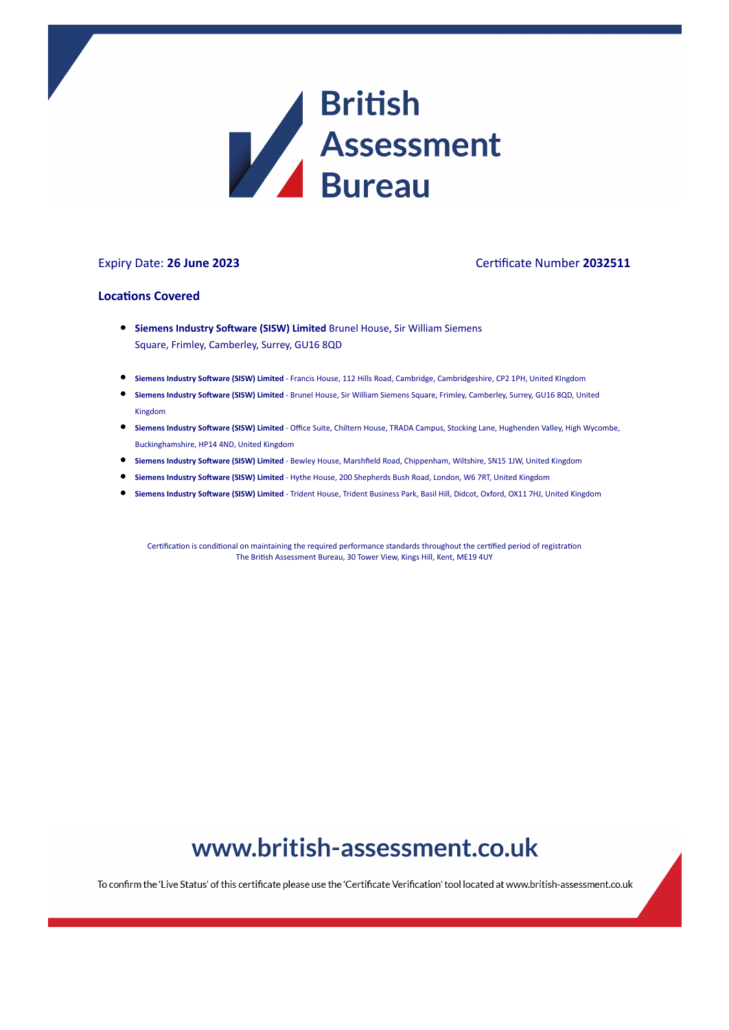# British Assessment Bureau

Expiry Date: **26 June 2023**

Certificate Number **2032511**

## Locations Covered

- **Siemens Industry Software (SISW) Limited** Brunel House, Sir William Siemens Square, Frimley, Camberley, Surrey, GU16 8QD

- **Siemens Industry Software (SISW) Limited** - Francis House, 112 Hills Road, Cambridge, Cambridgeshire, CP2 1PH, United KIngdom
- **Siemens Industry Software (SISW) Limited** - Brunel House, Sir William Siemens Square, Frimley, Camberley, Surrey, GU16 8QD, United Kingdom
- **Siemens Industry Software (SISW) Limited** - Office Suite, Chiltern House, TRADA Campus, Stocking Lane, Hughenden Valley, High Wycombe, Buckinghamshire, HP14 4ND, United Kingdom
- **Siemens Industry Software (SISW) Limited** - Bewley House, Marshfield Road, Chippenham, Wiltshire, SN15 1JW, United Kingdom
- **Siemens Industry Software (SISW) Limited** - Hythe House, 200 Shepherds Bush Road, London, W6 7RT, United Kingdom
- **Siemens Industry Software (SISW) Limited** - Trident House, Trident Business Park, Basil Hill, Didcot, Oxford, OX11 7HJ, United Kingdom

Certification is conditional on maintaining the required performance standards throughout the certified period of registration
The British Assessment Bureau, 30 Tower View, Kings Hill, Kent, ME19 4UY

**www.british-assessment.co.uk**

To confirm the 'Live Status' of this certificate please use the 'Certificate Verification' tool located at www.british-assessment.co.uk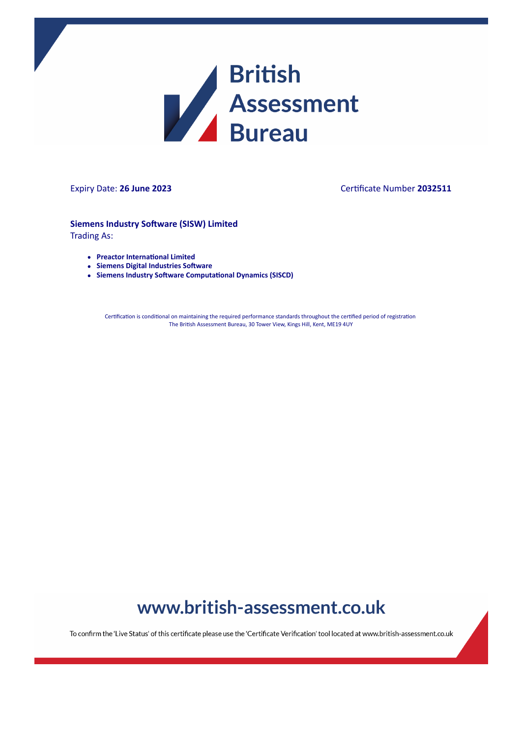# British Assessment Bureau

Expiry Date: **26 June 2023**

Certificate Number **2032511**

**Siemens Industry Software (SISW) Limited**
Trading As:

- **Preactor International Limited**
- **Siemens Digital Industries Software**
- **Siemens Industry Software Computational Dynamics (SISCD)**

Certification is conditional on maintaining the required performance standards throughout the certified period of registration
The British Assessment Bureau, 30 Tower View, Kings Hill, Kent, ME19 4UY

## www.british-assessment.co.uk

To confirm the 'Live Status' of this certificate please use the 'Certificate Verification' tool located at www.british-assessment.co.uk